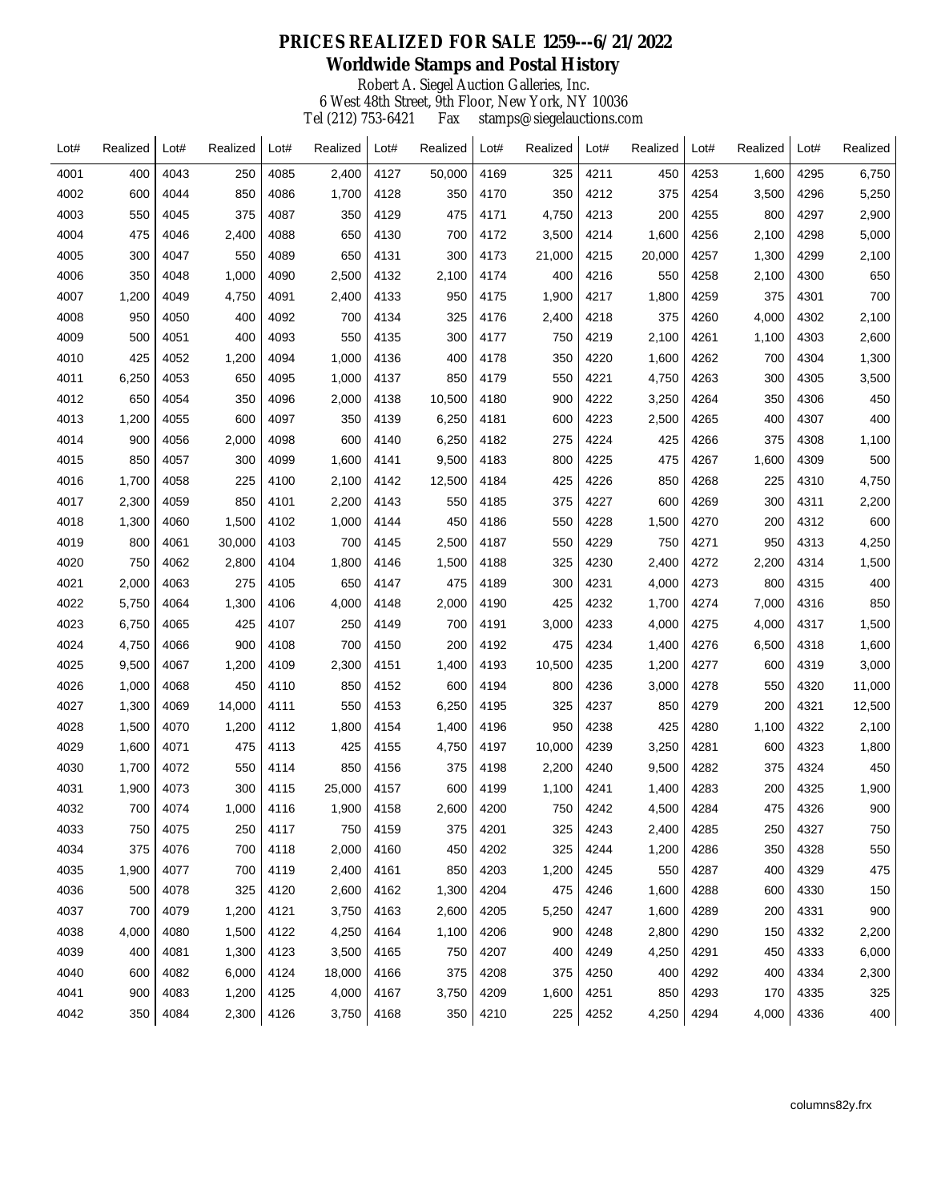# PRICES REALIZED FOR SALE 1259---6/21/2022

## Worldwide Stamps and Postal History

Robert A. Siegel Auction Galleries, Inc.
6 West 48th Street, 9th Floor, New York, NY 10036
Tel (212) 753-6421 Fax stamps@siegelauctions.com

| Lot# | Realized | Lot# | Realized | Lot# | Realized | Lot# | Realized | Lot# | Realized | Lot# | Realized | Lot# | Realized | Lot# | Realized |
|---|---|---|---|---|---|---|---|---|---|---|---|---|---|---|---|
| 4001 | 400 | 4043 | 250 | 4085 | 2,400 | 4127 | 50,000 | 4169 | 325 | 4211 | 450 | 4253 | 1,600 | 4295 | 6,750 |
| 4002 | 600 | 4044 | 850 | 4086 | 1,700 | 4128 | 350 | 4170 | 350 | 4212 | 375 | 4254 | 3,500 | 4296 | 5,250 |
| 4003 | 550 | 4045 | 375 | 4087 | 350 | 4129 | 475 | 4171 | 4,750 | 4213 | 200 | 4255 | 800 | 4297 | 2,900 |
| 4004 | 475 | 4046 | 2,400 | 4088 | 650 | 4130 | 700 | 4172 | 3,500 | 4214 | 1,600 | 4256 | 2,100 | 4298 | 5,000 |
| 4005 | 300 | 4047 | 550 | 4089 | 650 | 4131 | 300 | 4173 | 21,000 | 4215 | 20,000 | 4257 | 1,300 | 4299 | 2,100 |
| 4006 | 350 | 4048 | 1,000 | 4090 | 2,500 | 4132 | 2,100 | 4174 | 400 | 4216 | 550 | 4258 | 2,100 | 4300 | 650 |
| 4007 | 1,200 | 4049 | 4,750 | 4091 | 2,400 | 4133 | 950 | 4175 | 1,900 | 4217 | 1,800 | 4259 | 375 | 4301 | 700 |
| 4008 | 950 | 4050 | 400 | 4092 | 700 | 4134 | 325 | 4176 | 2,400 | 4218 | 375 | 4260 | 4,000 | 4302 | 2,100 |
| 4009 | 500 | 4051 | 400 | 4093 | 550 | 4135 | 300 | 4177 | 750 | 4219 | 2,100 | 4261 | 1,100 | 4303 | 2,600 |
| 4010 | 425 | 4052 | 1,200 | 4094 | 1,000 | 4136 | 400 | 4178 | 350 | 4220 | 1,600 | 4262 | 700 | 4304 | 1,300 |
| 4011 | 6,250 | 4053 | 650 | 4095 | 1,000 | 4137 | 850 | 4179 | 550 | 4221 | 4,750 | 4263 | 300 | 4305 | 3,500 |
| 4012 | 650 | 4054 | 350 | 4096 | 2,000 | 4138 | 10,500 | 4180 | 900 | 4222 | 3,250 | 4264 | 350 | 4306 | 450 |
| 4013 | 1,200 | 4055 | 600 | 4097 | 350 | 4139 | 6,250 | 4181 | 600 | 4223 | 2,500 | 4265 | 400 | 4307 | 400 |
| 4014 | 900 | 4056 | 2,000 | 4098 | 600 | 4140 | 6,250 | 4182 | 275 | 4224 | 425 | 4266 | 375 | 4308 | 1,100 |
| 4015 | 850 | 4057 | 300 | 4099 | 1,600 | 4141 | 9,500 | 4183 | 800 | 4225 | 475 | 4267 | 1,600 | 4309 | 500 |
| 4016 | 1,700 | 4058 | 225 | 4100 | 2,100 | 4142 | 12,500 | 4184 | 425 | 4226 | 850 | 4268 | 225 | 4310 | 4,750 |
| 4017 | 2,300 | 4059 | 850 | 4101 | 2,200 | 4143 | 550 | 4185 | 375 | 4227 | 600 | 4269 | 300 | 4311 | 2,200 |
| 4018 | 1,300 | 4060 | 1,500 | 4102 | 1,000 | 4144 | 450 | 4186 | 550 | 4228 | 1,500 | 4270 | 200 | 4312 | 600 |
| 4019 | 800 | 4061 | 30,000 | 4103 | 700 | 4145 | 2,500 | 4187 | 550 | 4229 | 750 | 4271 | 950 | 4313 | 4,250 |
| 4020 | 750 | 4062 | 2,800 | 4104 | 1,800 | 4146 | 1,500 | 4188 | 325 | 4230 | 2,400 | 4272 | 2,200 | 4314 | 1,500 |
| 4021 | 2,000 | 4063 | 275 | 4105 | 650 | 4147 | 475 | 4189 | 300 | 4231 | 4,000 | 4273 | 800 | 4315 | 400 |
| 4022 | 5,750 | 4064 | 1,300 | 4106 | 4,000 | 4148 | 2,000 | 4190 | 425 | 4232 | 1,700 | 4274 | 7,000 | 4316 | 850 |
| 4023 | 6,750 | 4065 | 425 | 4107 | 250 | 4149 | 700 | 4191 | 3,000 | 4233 | 4,000 | 4275 | 4,000 | 4317 | 1,500 |
| 4024 | 4,750 | 4066 | 900 | 4108 | 700 | 4150 | 200 | 4192 | 475 | 4234 | 1,400 | 4276 | 6,500 | 4318 | 1,600 |
| 4025 | 9,500 | 4067 | 1,200 | 4109 | 2,300 | 4151 | 1,400 | 4193 | 10,500 | 4235 | 1,200 | 4277 | 600 | 4319 | 3,000 |
| 4026 | 1,000 | 4068 | 450 | 4110 | 850 | 4152 | 600 | 4194 | 800 | 4236 | 3,000 | 4278 | 550 | 4320 | 11,000 |
| 4027 | 1,300 | 4069 | 14,000 | 4111 | 550 | 4153 | 6,250 | 4195 | 325 | 4237 | 850 | 4279 | 200 | 4321 | 12,500 |
| 4028 | 1,500 | 4070 | 1,200 | 4112 | 1,800 | 4154 | 1,400 | 4196 | 950 | 4238 | 425 | 4280 | 1,100 | 4322 | 2,100 |
| 4029 | 1,600 | 4071 | 475 | 4113 | 425 | 4155 | 4,750 | 4197 | 10,000 | 4239 | 3,250 | 4281 | 600 | 4323 | 1,800 |
| 4030 | 1,700 | 4072 | 550 | 4114 | 850 | 4156 | 375 | 4198 | 2,200 | 4240 | 9,500 | 4282 | 375 | 4324 | 450 |
| 4031 | 1,900 | 4073 | 300 | 4115 | 25,000 | 4157 | 600 | 4199 | 1,100 | 4241 | 1,400 | 4283 | 200 | 4325 | 1,900 |
| 4032 | 700 | 4074 | 1,000 | 4116 | 1,900 | 4158 | 2,600 | 4200 | 750 | 4242 | 4,500 | 4284 | 475 | 4326 | 900 |
| 4033 | 750 | 4075 | 250 | 4117 | 750 | 4159 | 375 | 4201 | 325 | 4243 | 2,400 | 4285 | 250 | 4327 | 750 |
| 4034 | 375 | 4076 | 700 | 4118 | 2,000 | 4160 | 450 | 4202 | 325 | 4244 | 1,200 | 4286 | 350 | 4328 | 550 |
| 4035 | 1,900 | 4077 | 700 | 4119 | 2,400 | 4161 | 850 | 4203 | 1,200 | 4245 | 550 | 4287 | 400 | 4329 | 475 |
| 4036 | 500 | 4078 | 325 | 4120 | 2,600 | 4162 | 1,300 | 4204 | 475 | 4246 | 1,600 | 4288 | 600 | 4330 | 150 |
| 4037 | 700 | 4079 | 1,200 | 4121 | 3,750 | 4163 | 2,600 | 4205 | 5,250 | 4247 | 1,600 | 4289 | 200 | 4331 | 900 |
| 4038 | 4,000 | 4080 | 1,500 | 4122 | 4,250 | 4164 | 1,100 | 4206 | 900 | 4248 | 2,800 | 4290 | 150 | 4332 | 2,200 |
| 4039 | 400 | 4081 | 1,300 | 4123 | 3,500 | 4165 | 750 | 4207 | 400 | 4249 | 4,250 | 4291 | 450 | 4333 | 6,000 |
| 4040 | 600 | 4082 | 6,000 | 4124 | 18,000 | 4166 | 375 | 4208 | 375 | 4250 | 400 | 4292 | 400 | 4334 | 2,300 |
| 4041 | 900 | 4083 | 1,200 | 4125 | 4,000 | 4167 | 3,750 | 4209 | 1,600 | 4251 | 850 | 4293 | 170 | 4335 | 325 |
| 4042 | 350 | 4084 | 2,300 | 4126 | 3,750 | 4168 | 350 | 4210 | 225 | 4252 | 4,250 | 4294 | 4,000 | 4336 | 400 |

columns82y.frx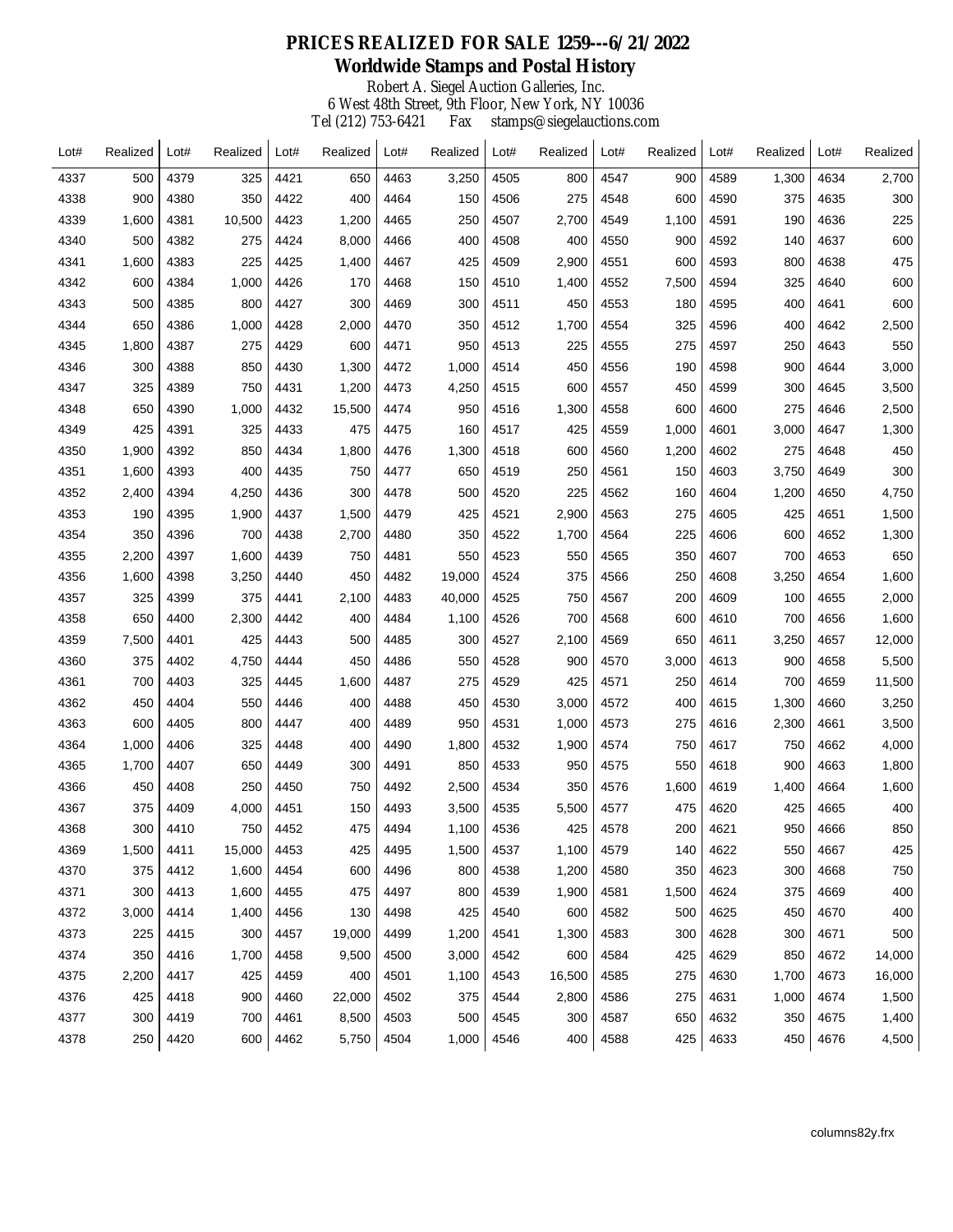# PRICES REALIZED FOR SALE 1259---6/21/2022

## Worldwide Stamps and Postal History

Robert A. Siegel Auction Galleries, Inc.
6 West 48th Street, 9th Floor, New York, NY 10036
Tel (212) 753-6421 Fax stamps@siegelauctions.com

| Lot# | Realized | Lot# | Realized | Lot# | Realized | Lot# | Realized | Lot# | Realized | Lot# | Realized | Lot# | Realized | Lot# | Realized |
|---|---|---|---|---|---|---|---|---|---|---|---|---|---|---|---|
| 4337 | 500 | 4379 | 325 | 4421 | 650 | 4463 | 3,250 | 4505 | 800 | 4547 | 900 | 4589 | 1,300 | 4634 | 2,700 |
| 4338 | 900 | 4380 | 350 | 4422 | 400 | 4464 | 150 | 4506 | 275 | 4548 | 600 | 4590 | 375 | 4635 | 300 |
| 4339 | 1,600 | 4381 | 10,500 | 4423 | 1,200 | 4465 | 250 | 4507 | 2,700 | 4549 | 1,100 | 4591 | 190 | 4636 | 225 |
| 4340 | 500 | 4382 | 275 | 4424 | 8,000 | 4466 | 400 | 4508 | 400 | 4550 | 900 | 4592 | 140 | 4637 | 600 |
| 4341 | 1,600 | 4383 | 225 | 4425 | 1,400 | 4467 | 425 | 4509 | 2,900 | 4551 | 600 | 4593 | 800 | 4638 | 475 |
| 4342 | 600 | 4384 | 1,000 | 4426 | 170 | 4468 | 150 | 4510 | 1,400 | 4552 | 7,500 | 4594 | 325 | 4640 | 600 |
| 4343 | 500 | 4385 | 800 | 4427 | 300 | 4469 | 300 | 4511 | 450 | 4553 | 180 | 4595 | 400 | 4641 | 600 |
| 4344 | 650 | 4386 | 1,000 | 4428 | 2,000 | 4470 | 350 | 4512 | 1,700 | 4554 | 325 | 4596 | 400 | 4642 | 2,500 |
| 4345 | 1,800 | 4387 | 275 | 4429 | 600 | 4471 | 950 | 4513 | 225 | 4555 | 275 | 4597 | 250 | 4643 | 550 |
| 4346 | 300 | 4388 | 850 | 4430 | 1,300 | 4472 | 1,000 | 4514 | 450 | 4556 | 190 | 4598 | 900 | 4644 | 3,000 |
| 4347 | 325 | 4389 | 750 | 4431 | 1,200 | 4473 | 4,250 | 4515 | 600 | 4557 | 450 | 4599 | 300 | 4645 | 3,500 |
| 4348 | 650 | 4390 | 1,000 | 4432 | 15,500 | 4474 | 950 | 4516 | 1,300 | 4558 | 600 | 4600 | 275 | 4646 | 2,500 |
| 4349 | 425 | 4391 | 325 | 4433 | 475 | 4475 | 160 | 4517 | 425 | 4559 | 1,000 | 4601 | 3,000 | 4647 | 1,300 |
| 4350 | 1,900 | 4392 | 850 | 4434 | 1,800 | 4476 | 1,300 | 4518 | 600 | 4560 | 1,200 | 4602 | 275 | 4648 | 450 |
| 4351 | 1,600 | 4393 | 400 | 4435 | 750 | 4477 | 650 | 4519 | 250 | 4561 | 150 | 4603 | 3,750 | 4649 | 300 |
| 4352 | 2,400 | 4394 | 4,250 | 4436 | 300 | 4478 | 500 | 4520 | 225 | 4562 | 160 | 4604 | 1,200 | 4650 | 4,750 |
| 4353 | 190 | 4395 | 1,900 | 4437 | 1,500 | 4479 | 425 | 4521 | 2,900 | 4563 | 275 | 4605 | 425 | 4651 | 1,500 |
| 4354 | 350 | 4396 | 700 | 4438 | 2,700 | 4480 | 350 | 4522 | 1,700 | 4564 | 225 | 4606 | 600 | 4652 | 1,300 |
| 4355 | 2,200 | 4397 | 1,600 | 4439 | 750 | 4481 | 550 | 4523 | 550 | 4565 | 350 | 4607 | 700 | 4653 | 650 |
| 4356 | 1,600 | 4398 | 3,250 | 4440 | 450 | 4482 | 19,000 | 4524 | 375 | 4566 | 250 | 4608 | 3,250 | 4654 | 1,600 |
| 4357 | 325 | 4399 | 375 | 4441 | 2,100 | 4483 | 40,000 | 4525 | 750 | 4567 | 200 | 4609 | 100 | 4655 | 2,000 |
| 4358 | 650 | 4400 | 2,300 | 4442 | 400 | 4484 | 1,100 | 4526 | 700 | 4568 | 600 | 4610 | 700 | 4656 | 1,600 |
| 4359 | 7,500 | 4401 | 425 | 4443 | 500 | 4485 | 300 | 4527 | 2,100 | 4569 | 650 | 4611 | 3,250 | 4657 | 12,000 |
| 4360 | 375 | 4402 | 4,750 | 4444 | 450 | 4486 | 550 | 4528 | 900 | 4570 | 3,000 | 4613 | 900 | 4658 | 5,500 |
| 4361 | 700 | 4403 | 325 | 4445 | 1,600 | 4487 | 275 | 4529 | 425 | 4571 | 250 | 4614 | 700 | 4659 | 11,500 |
| 4362 | 450 | 4404 | 550 | 4446 | 400 | 4488 | 450 | 4530 | 3,000 | 4572 | 400 | 4615 | 1,300 | 4660 | 3,250 |
| 4363 | 600 | 4405 | 800 | 4447 | 400 | 4489 | 950 | 4531 | 1,000 | 4573 | 275 | 4616 | 2,300 | 4661 | 3,500 |
| 4364 | 1,000 | 4406 | 325 | 4448 | 400 | 4490 | 1,800 | 4532 | 1,900 | 4574 | 750 | 4617 | 750 | 4662 | 4,000 |
| 4365 | 1,700 | 4407 | 650 | 4449 | 300 | 4491 | 850 | 4533 | 950 | 4575 | 550 | 4618 | 900 | 4663 | 1,800 |
| 4366 | 450 | 4408 | 250 | 4450 | 750 | 4492 | 2,500 | 4534 | 350 | 4576 | 1,600 | 4619 | 1,400 | 4664 | 1,600 |
| 4367 | 375 | 4409 | 4,000 | 4451 | 150 | 4493 | 3,500 | 4535 | 5,500 | 4577 | 475 | 4620 | 425 | 4665 | 400 |
| 4368 | 300 | 4410 | 750 | 4452 | 475 | 4494 | 1,100 | 4536 | 425 | 4578 | 200 | 4621 | 950 | 4666 | 850 |
| 4369 | 1,500 | 4411 | 15,000 | 4453 | 425 | 4495 | 1,500 | 4537 | 1,100 | 4579 | 140 | 4622 | 550 | 4667 | 425 |
| 4370 | 375 | 4412 | 1,600 | 4454 | 600 | 4496 | 800 | 4538 | 1,200 | 4580 | 350 | 4623 | 300 | 4668 | 750 |
| 4371 | 300 | 4413 | 1,600 | 4455 | 475 | 4497 | 800 | 4539 | 1,900 | 4581 | 1,500 | 4624 | 375 | 4669 | 400 |
| 4372 | 3,000 | 4414 | 1,400 | 4456 | 130 | 4498 | 425 | 4540 | 600 | 4582 | 500 | 4625 | 450 | 4670 | 400 |
| 4373 | 225 | 4415 | 300 | 4457 | 19,000 | 4499 | 1,200 | 4541 | 1,300 | 4583 | 300 | 4628 | 300 | 4671 | 500 |
| 4374 | 350 | 4416 | 1,700 | 4458 | 9,500 | 4500 | 3,000 | 4542 | 600 | 4584 | 425 | 4629 | 850 | 4672 | 14,000 |
| 4375 | 2,200 | 4417 | 425 | 4459 | 400 | 4501 | 1,100 | 4543 | 16,500 | 4585 | 275 | 4630 | 1,700 | 4673 | 16,000 |
| 4376 | 425 | 4418 | 900 | 4460 | 22,000 | 4502 | 375 | 4544 | 2,800 | 4586 | 275 | 4631 | 1,000 | 4674 | 1,500 |
| 4377 | 300 | 4419 | 700 | 4461 | 8,500 | 4503 | 500 | 4545 | 300 | 4587 | 650 | 4632 | 350 | 4675 | 1,400 |
| 4378 | 250 | 4420 | 600 | 4462 | 5,750 | 4504 | 1,000 | 4546 | 400 | 4588 | 425 | 4633 | 450 | 4676 | 4,500 |

columns82y.frx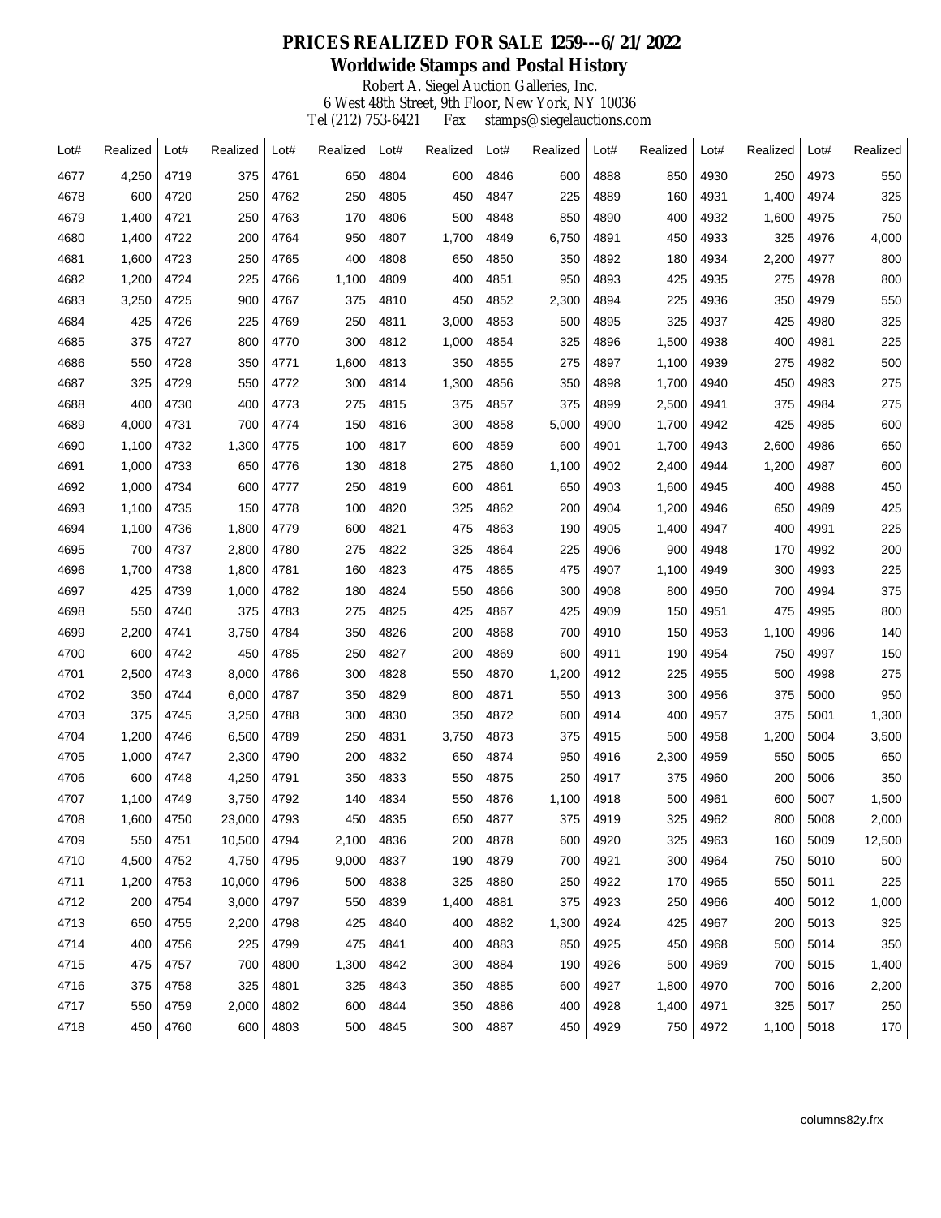# PRICES REALIZED FOR SALE 1259---6/21/2022

## Worldwide Stamps and Postal History

Robert A. Siegel Auction Galleries, Inc.
6 West 48th Street, 9th Floor, New York, NY 10036
Tel (212) 753-6421 Fax stamps@siegelauctions.com

| Lot# | Realized | Lot# | Realized | Lot# | Realized | Lot# | Realized | Lot# | Realized | Lot# | Realized | Lot# | Realized | Lot# | Realized |
|---|---|---|---|---|---|---|---|---|---|---|---|---|---|---|---|
| 4677 | 4,250 | 4719 | 375 | 4761 | 650 | 4804 | 600 | 4846 | 600 | 4888 | 850 | 4930 | 250 | 4973 | 550 |
| 4678 | 600 | 4720 | 250 | 4762 | 250 | 4805 | 450 | 4847 | 225 | 4889 | 160 | 4931 | 1,400 | 4974 | 325 |
| 4679 | 1,400 | 4721 | 250 | 4763 | 170 | 4806 | 500 | 4848 | 850 | 4890 | 400 | 4932 | 1,600 | 4975 | 750 |
| 4680 | 1,400 | 4722 | 200 | 4764 | 950 | 4807 | 1,700 | 4849 | 6,750 | 4891 | 450 | 4933 | 325 | 4976 | 4,000 |
| 4681 | 1,600 | 4723 | 250 | 4765 | 400 | 4808 | 650 | 4850 | 350 | 4892 | 180 | 4934 | 2,200 | 4977 | 800 |
| 4682 | 1,200 | 4724 | 225 | 4766 | 1,100 | 4809 | 400 | 4851 | 950 | 4893 | 425 | 4935 | 275 | 4978 | 800 |
| 4683 | 3,250 | 4725 | 900 | 4767 | 375 | 4810 | 450 | 4852 | 2,300 | 4894 | 225 | 4936 | 350 | 4979 | 550 |
| 4684 | 425 | 4726 | 225 | 4769 | 250 | 4811 | 3,000 | 4853 | 500 | 4895 | 325 | 4937 | 425 | 4980 | 325 |
| 4685 | 375 | 4727 | 800 | 4770 | 300 | 4812 | 1,000 | 4854 | 325 | 4896 | 1,500 | 4938 | 400 | 4981 | 225 |
| 4686 | 550 | 4728 | 350 | 4771 | 1,600 | 4813 | 350 | 4855 | 275 | 4897 | 1,100 | 4939 | 275 | 4982 | 500 |
| 4687 | 325 | 4729 | 550 | 4772 | 300 | 4814 | 1,300 | 4856 | 350 | 4898 | 1,700 | 4940 | 450 | 4983 | 275 |
| 4688 | 400 | 4730 | 400 | 4773 | 275 | 4815 | 375 | 4857 | 375 | 4899 | 2,500 | 4941 | 375 | 4984 | 275 |
| 4689 | 4,000 | 4731 | 700 | 4774 | 150 | 4816 | 300 | 4858 | 5,000 | 4900 | 1,700 | 4942 | 425 | 4985 | 600 |
| 4690 | 1,100 | 4732 | 1,300 | 4775 | 100 | 4817 | 600 | 4859 | 600 | 4901 | 1,700 | 4943 | 2,600 | 4986 | 650 |
| 4691 | 1,000 | 4733 | 650 | 4776 | 130 | 4818 | 275 | 4860 | 1,100 | 4902 | 2,400 | 4944 | 1,200 | 4987 | 600 |
| 4692 | 1,000 | 4734 | 600 | 4777 | 250 | 4819 | 600 | 4861 | 650 | 4903 | 1,600 | 4945 | 400 | 4988 | 450 |
| 4693 | 1,100 | 4735 | 150 | 4778 | 100 | 4820 | 325 | 4862 | 200 | 4904 | 1,200 | 4946 | 650 | 4989 | 425 |
| 4694 | 1,100 | 4736 | 1,800 | 4779 | 600 | 4821 | 475 | 4863 | 190 | 4905 | 1,400 | 4947 | 400 | 4991 | 225 |
| 4695 | 700 | 4737 | 2,800 | 4780 | 275 | 4822 | 325 | 4864 | 225 | 4906 | 900 | 4948 | 170 | 4992 | 200 |
| 4696 | 1,700 | 4738 | 1,800 | 4781 | 160 | 4823 | 475 | 4865 | 475 | 4907 | 1,100 | 4949 | 300 | 4993 | 225 |
| 4697 | 425 | 4739 | 1,000 | 4782 | 180 | 4824 | 550 | 4866 | 300 | 4908 | 800 | 4950 | 700 | 4994 | 375 |
| 4698 | 550 | 4740 | 375 | 4783 | 275 | 4825 | 425 | 4867 | 425 | 4909 | 150 | 4951 | 475 | 4995 | 800 |
| 4699 | 2,200 | 4741 | 3,750 | 4784 | 350 | 4826 | 200 | 4868 | 700 | 4910 | 150 | 4953 | 1,100 | 4996 | 140 |
| 4700 | 600 | 4742 | 450 | 4785 | 250 | 4827 | 200 | 4869 | 600 | 4911 | 190 | 4954 | 750 | 4997 | 150 |
| 4701 | 2,500 | 4743 | 8,000 | 4786 | 300 | 4828 | 550 | 4870 | 1,200 | 4912 | 225 | 4955 | 500 | 4998 | 275 |
| 4702 | 350 | 4744 | 6,000 | 4787 | 350 | 4829 | 800 | 4871 | 550 | 4913 | 300 | 4956 | 375 | 5000 | 950 |
| 4703 | 375 | 4745 | 3,250 | 4788 | 300 | 4830 | 350 | 4872 | 600 | 4914 | 400 | 4957 | 375 | 5001 | 1,300 |
| 4704 | 1,200 | 4746 | 6,500 | 4789 | 250 | 4831 | 3,750 | 4873 | 375 | 4915 | 500 | 4958 | 1,200 | 5004 | 3,500 |
| 4705 | 1,000 | 4747 | 2,300 | 4790 | 200 | 4832 | 650 | 4874 | 950 | 4916 | 2,300 | 4959 | 550 | 5005 | 650 |
| 4706 | 600 | 4748 | 4,250 | 4791 | 350 | 4833 | 550 | 4875 | 250 | 4917 | 375 | 4960 | 200 | 5006 | 350 |
| 4707 | 1,100 | 4749 | 3,750 | 4792 | 140 | 4834 | 550 | 4876 | 1,100 | 4918 | 500 | 4961 | 600 | 5007 | 1,500 |
| 4708 | 1,600 | 4750 | 23,000 | 4793 | 450 | 4835 | 650 | 4877 | 375 | 4919 | 325 | 4962 | 800 | 5008 | 2,000 |
| 4709 | 550 | 4751 | 10,500 | 4794 | 2,100 | 4836 | 200 | 4878 | 600 | 4920 | 325 | 4963 | 160 | 5009 | 12,500 |
| 4710 | 4,500 | 4752 | 4,750 | 4795 | 9,000 | 4837 | 190 | 4879 | 700 | 4921 | 300 | 4964 | 750 | 5010 | 500 |
| 4711 | 1,200 | 4753 | 10,000 | 4796 | 500 | 4838 | 325 | 4880 | 250 | 4922 | 170 | 4965 | 550 | 5011 | 225 |
| 4712 | 200 | 4754 | 3,000 | 4797 | 550 | 4839 | 1,400 | 4881 | 375 | 4923 | 250 | 4966 | 400 | 5012 | 1,000 |
| 4713 | 650 | 4755 | 2,200 | 4798 | 425 | 4840 | 400 | 4882 | 1,300 | 4924 | 425 | 4967 | 200 | 5013 | 325 |
| 4714 | 400 | 4756 | 225 | 4799 | 475 | 4841 | 400 | 4883 | 850 | 4925 | 450 | 4968 | 500 | 5014 | 350 |
| 4715 | 475 | 4757 | 700 | 4800 | 1,300 | 4842 | 300 | 4884 | 190 | 4926 | 500 | 4969 | 700 | 5015 | 1,400 |
| 4716 | 375 | 4758 | 325 | 4801 | 325 | 4843 | 350 | 4885 | 600 | 4927 | 1,800 | 4970 | 700 | 5016 | 2,200 |
| 4717 | 550 | 4759 | 2,000 | 4802 | 600 | 4844 | 350 | 4886 | 400 | 4928 | 1,400 | 4971 | 325 | 5017 | 250 |
| 4718 | 450 | 4760 | 600 | 4803 | 500 | 4845 | 300 | 4887 | 450 | 4929 | 750 | 4972 | 1,100 | 5018 | 170 |

columns82y.frx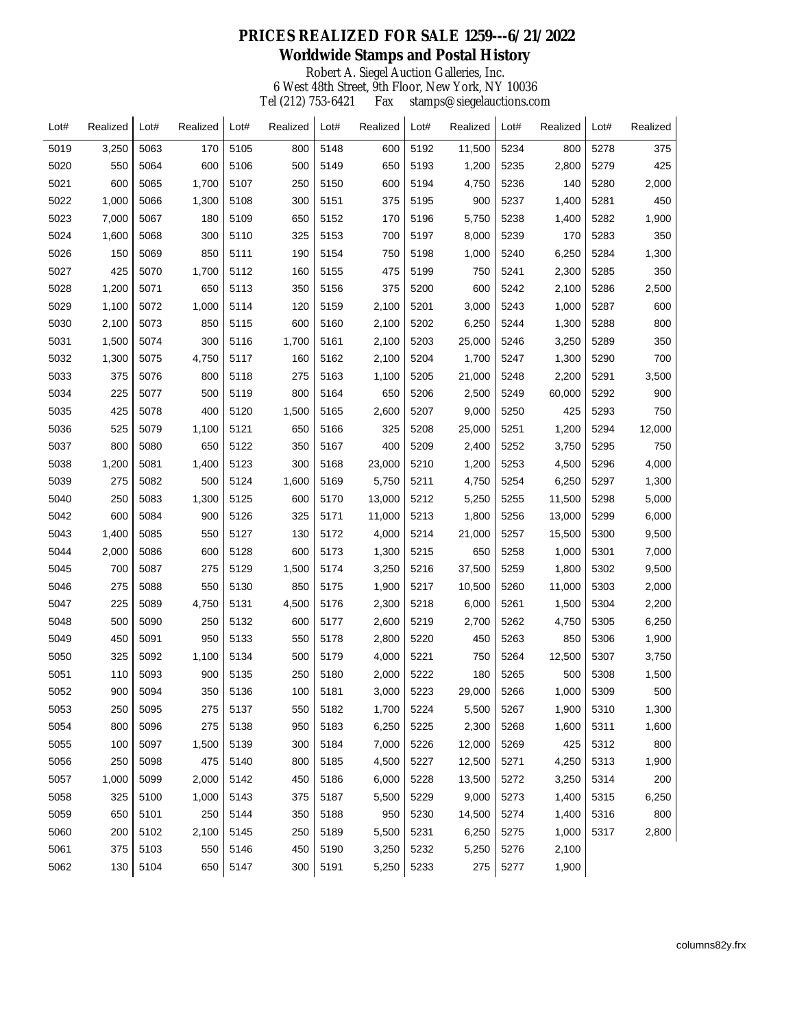# PRICES REALIZED FOR SALE 1259---6/21/2022

## Worldwide Stamps and Postal History

Robert A. Siegel Auction Galleries, Inc.
6 West 48th Street, 9th Floor, New York, NY 10036
Tel (212) 753-6421 Fax stamps@siegelauctions.com

| Lot# | Realized | Lot# | Realized | Lot# | Realized | Lot# | Realized | Lot# | Realized | Lot# | Realized | Lot# | Realized |
|---|---|---|---|---|---|---|---|---|---|---|---|---|---|
| 5019 | 3,250 | 5063 | 170 | 5105 | 800 | 5148 | 600 | 5192 | 11,500 | 5234 | 800 | 5278 | 375 |
| 5020 | 550 | 5064 | 600 | 5106 | 500 | 5149 | 650 | 5193 | 1,200 | 5235 | 2,800 | 5279 | 425 |
| 5021 | 600 | 5065 | 1,700 | 5107 | 250 | 5150 | 600 | 5194 | 4,750 | 5236 | 140 | 5280 | 2,000 |
| 5022 | 1,000 | 5066 | 1,300 | 5108 | 300 | 5151 | 375 | 5195 | 900 | 5237 | 1,400 | 5281 | 450 |
| 5023 | 7,000 | 5067 | 180 | 5109 | 650 | 5152 | 170 | 5196 | 5,750 | 5238 | 1,400 | 5282 | 1,900 |
| 5024 | 1,600 | 5068 | 300 | 5110 | 325 | 5153 | 700 | 5197 | 8,000 | 5239 | 170 | 5283 | 350 |
| 5026 | 150 | 5069 | 850 | 5111 | 190 | 5154 | 750 | 5198 | 1,000 | 5240 | 6,250 | 5284 | 1,300 |
| 5027 | 425 | 5070 | 1,700 | 5112 | 160 | 5155 | 475 | 5199 | 750 | 5241 | 2,300 | 5285 | 350 |
| 5028 | 1,200 | 5071 | 650 | 5113 | 350 | 5156 | 375 | 5200 | 600 | 5242 | 2,100 | 5286 | 2,500 |
| 5029 | 1,100 | 5072 | 1,000 | 5114 | 120 | 5159 | 2,100 | 5201 | 3,000 | 5243 | 1,000 | 5287 | 600 |
| 5030 | 2,100 | 5073 | 850 | 5115 | 600 | 5160 | 2,100 | 5202 | 6,250 | 5244 | 1,300 | 5288 | 800 |
| 5031 | 1,500 | 5074 | 300 | 5116 | 1,700 | 5161 | 2,100 | 5203 | 25,000 | 5246 | 3,250 | 5289 | 350 |
| 5032 | 1,300 | 5075 | 4,750 | 5117 | 160 | 5162 | 2,100 | 5204 | 1,700 | 5247 | 1,300 | 5290 | 700 |
| 5033 | 375 | 5076 | 800 | 5118 | 275 | 5163 | 1,100 | 5205 | 21,000 | 5248 | 2,200 | 5291 | 3,500 |
| 5034 | 225 | 5077 | 500 | 5119 | 800 | 5164 | 650 | 5206 | 2,500 | 5249 | 60,000 | 5292 | 900 |
| 5035 | 425 | 5078 | 400 | 5120 | 1,500 | 5165 | 2,600 | 5207 | 9,000 | 5250 | 425 | 5293 | 750 |
| 5036 | 525 | 5079 | 1,100 | 5121 | 650 | 5166 | 325 | 5208 | 25,000 | 5251 | 1,200 | 5294 | 12,000 |
| 5037 | 800 | 5080 | 650 | 5122 | 350 | 5167 | 400 | 5209 | 2,400 | 5252 | 3,750 | 5295 | 750 |
| 5038 | 1,200 | 5081 | 1,400 | 5123 | 300 | 5168 | 23,000 | 5210 | 1,200 | 5253 | 4,500 | 5296 | 4,000 |
| 5039 | 275 | 5082 | 500 | 5124 | 1,600 | 5169 | 5,750 | 5211 | 4,750 | 5254 | 6,250 | 5297 | 1,300 |
| 5040 | 250 | 5083 | 1,300 | 5125 | 600 | 5170 | 13,000 | 5212 | 5,250 | 5255 | 11,500 | 5298 | 5,000 |
| 5042 | 600 | 5084 | 900 | 5126 | 325 | 5171 | 11,000 | 5213 | 1,800 | 5256 | 13,000 | 5299 | 6,000 |
| 5043 | 1,400 | 5085 | 550 | 5127 | 130 | 5172 | 4,000 | 5214 | 21,000 | 5257 | 15,500 | 5300 | 9,500 |
| 5044 | 2,000 | 5086 | 600 | 5128 | 600 | 5173 | 1,300 | 5215 | 650 | 5258 | 1,000 | 5301 | 7,000 |
| 5045 | 700 | 5087 | 275 | 5129 | 1,500 | 5174 | 3,250 | 5216 | 37,500 | 5259 | 1,800 | 5302 | 9,500 |
| 5046 | 275 | 5088 | 550 | 5130 | 850 | 5175 | 1,900 | 5217 | 10,500 | 5260 | 11,000 | 5303 | 2,000 |
| 5047 | 225 | 5089 | 4,750 | 5131 | 4,500 | 5176 | 2,300 | 5218 | 6,000 | 5261 | 1,500 | 5304 | 2,200 |
| 5048 | 500 | 5090 | 250 | 5132 | 600 | 5177 | 2,600 | 5219 | 2,700 | 5262 | 4,750 | 5305 | 6,250 |
| 5049 | 450 | 5091 | 950 | 5133 | 550 | 5178 | 2,800 | 5220 | 450 | 5263 | 850 | 5306 | 1,900 |
| 5050 | 325 | 5092 | 1,100 | 5134 | 500 | 5179 | 4,000 | 5221 | 750 | 5264 | 12,500 | 5307 | 3,750 |
| 5051 | 110 | 5093 | 900 | 5135 | 250 | 5180 | 2,000 | 5222 | 180 | 5265 | 500 | 5308 | 1,500 |
| 5052 | 900 | 5094 | 350 | 5136 | 100 | 5181 | 3,000 | 5223 | 29,000 | 5266 | 1,000 | 5309 | 500 |
| 5053 | 250 | 5095 | 275 | 5137 | 550 | 5182 | 1,700 | 5224 | 5,500 | 5267 | 1,900 | 5310 | 1,300 |
| 5054 | 800 | 5096 | 275 | 5138 | 950 | 5183 | 6,250 | 5225 | 2,300 | 5268 | 1,600 | 5311 | 1,600 |
| 5055 | 100 | 5097 | 1,500 | 5139 | 300 | 5184 | 7,000 | 5226 | 12,000 | 5269 | 425 | 5312 | 800 |
| 5056 | 250 | 5098 | 475 | 5140 | 800 | 5185 | 4,500 | 5227 | 12,500 | 5271 | 4,250 | 5313 | 1,900 |
| 5057 | 1,000 | 5099 | 2,000 | 5142 | 450 | 5186 | 6,000 | 5228 | 13,500 | 5272 | 3,250 | 5314 | 200 |
| 5058 | 325 | 5100 | 1,000 | 5143 | 375 | 5187 | 5,500 | 5229 | 9,000 | 5273 | 1,400 | 5315 | 6,250 |
| 5059 | 650 | 5101 | 250 | 5144 | 350 | 5188 | 950 | 5230 | 14,500 | 5274 | 1,400 | 5316 | 800 |
| 5060 | 200 | 5102 | 2,100 | 5145 | 250 | 5189 | 5,500 | 5231 | 6,250 | 5275 | 1,000 | 5317 | 2,800 |
| 5061 | 375 | 5103 | 550 | 5146 | 450 | 5190 | 3,250 | 5232 | 5,250 | 5276 | 2,100 | | |
| 5062 | 130 | 5104 | 650 | 5147 | 300 | 5191 | 5,250 | 5233 | 275 | 5277 | 1,900 | | |